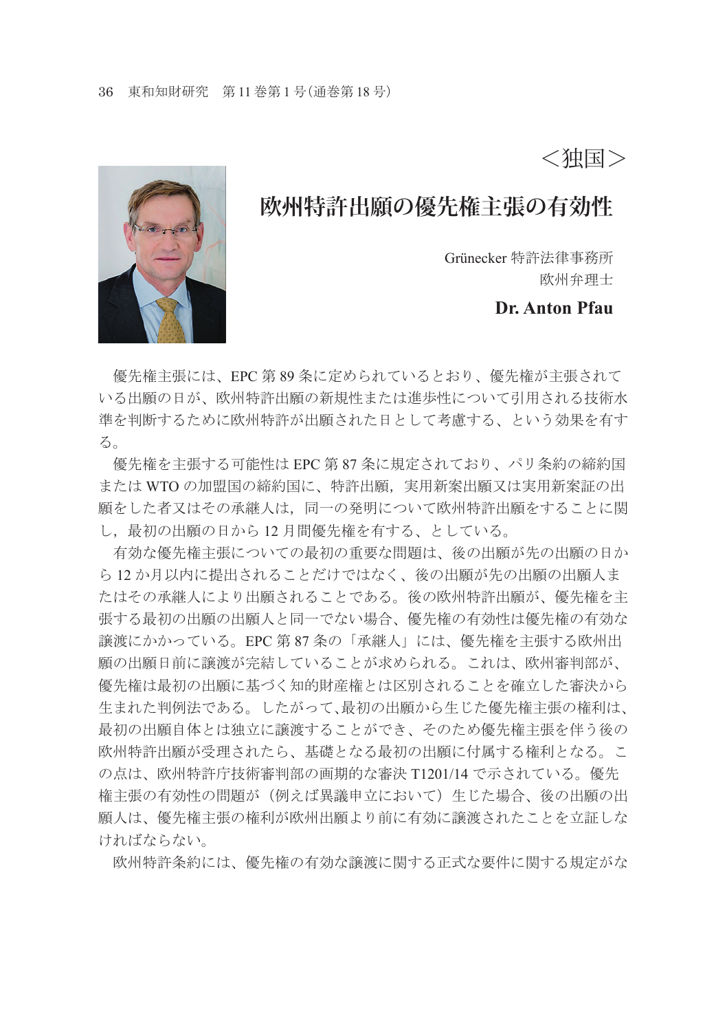＜独国＞

# 欧州特許出願の優先権主張の有効性

Grünecker 特許法律事務所
欧州弁理士

**Dr. Anton Pfau**

優先権主張には、EPC 第 89 条に定められているとおり、優先権が主張されている出願の日が、欧州特許出願の新規性または進歩性について引用される技術水準を判断するために欧州特許が出願された日として考慮する、という効果を有する。

優先権を主張する可能性は EPC 第 87 条に規定されており、パリ条約の締約国または WTO の加盟国の締約国に、特許出願，実用新案出願又は実用新案証の出願をした者又はその承継人は，同一の発明について欧州特許出願をすることに関し，最初の出願の日から 12 月間優先権を有する、としている。

有効な優先権主張についての最初の重要な問題は、後の出願が先の出願の日から 12 か月以内に提出されることだけではなく、後の出願が先の出願の出願人またはその承継人により出願されることである。後の欧州特許出願が、優先権を主張する最初の出願の出願人と同一でない場合、優先権の有効性は優先権の有効な譲渡にかかっている。EPC 第 87 条の「承継人」には、優先権を主張する欧州出願の出願日前に譲渡が完結していることが求められる。これは、欧州審判部が、優先権は最初の出願に基づく知的財産権とは区別されることを確立した審決から生まれた判例法である。したがって､最初の出願から生じた優先権主張の権利は、最初の出願自体とは独立に譲渡することができ、そのため優先権主張を伴う後の欧州特許出願が受理されたら、基礎となる最初の出願に付属する権利となる。この点は、欧州特許庁技術審判部の画期的な審決 T1201/14 で示されている。優先権主張の有効性の問題が（例えば異議申立において）生じた場合、後の出願の出願人は、優先権主張の権利が欧州出願より前に有効に譲渡されたことを立証しなければならない。

欧州特許条約には、優先権の有効な譲渡に関する正式な要件に関する規定がな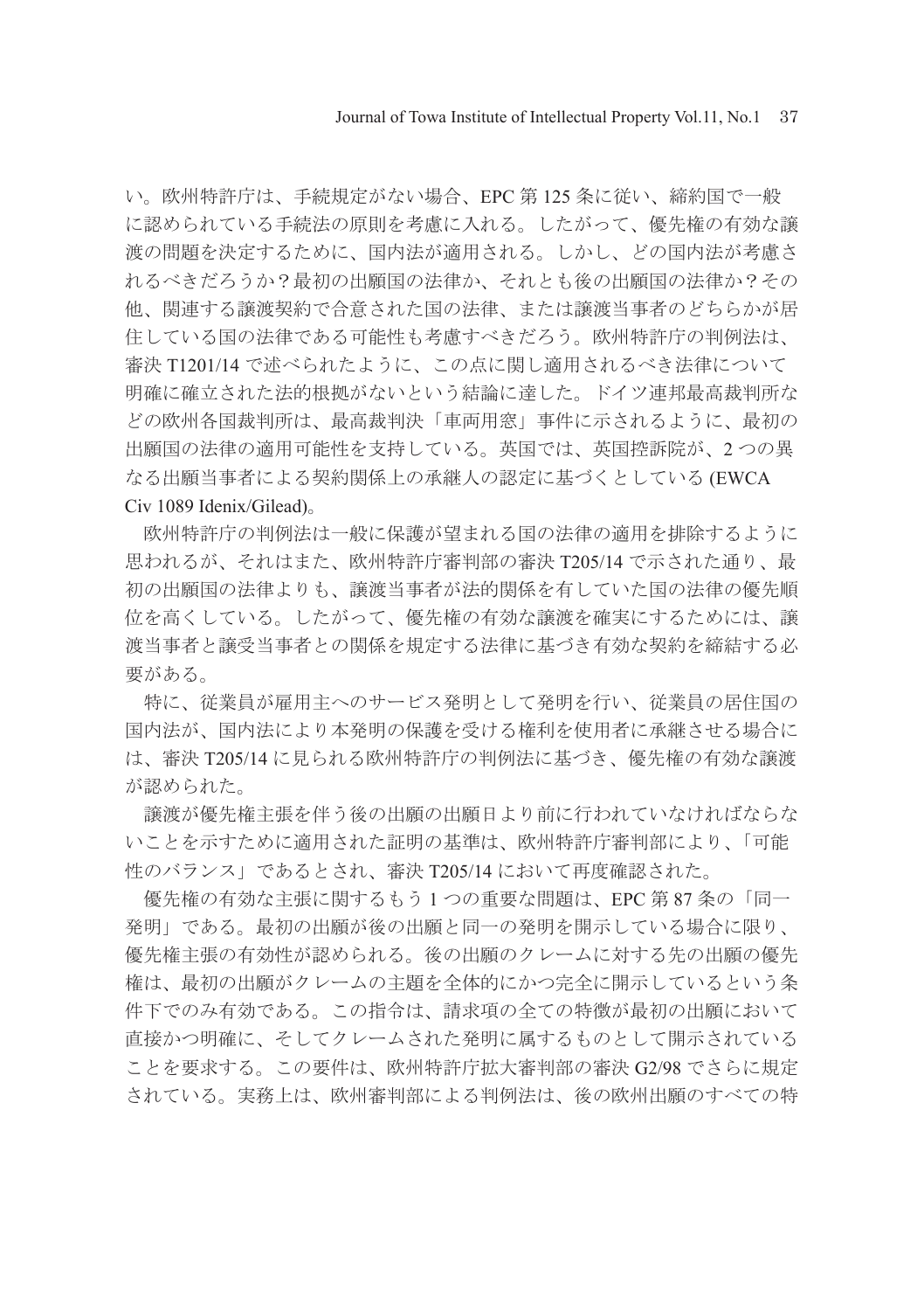い。欧州特許庁は、手続規定がない場合、EPC 第 125 条に従い、締約国で一般に認められている手続法の原則を考慮に入れる。したがって、優先権の有効な譲渡の問題を決定するために、国内法が適用される。しかし、どの国内法が考慮されるべきだろうか？最初の出願国の法律か、それとも後の出願国の法律か？その他、関連する譲渡契約で合意された国の法律、または譲渡当事者のどちらかが居住している国の法律である可能性も考慮すべきだろう。欧州特許庁の判例法は、審決 T1201/14 で述べられたように、この点に関し適用されるべき法律について明確に確立された法的根拠がないという結論に達した。ドイツ連邦最高裁判所などの欧州各国裁判所は、最高裁判決「車両用窓」事件に示されるように、最初の出願国の法律の適用可能性を支持している。英国では、英国控訴院が、2 つの異なる出願当事者による契約関係上の承継人の認定に基づくとしている (EWCA Civ 1089 Idenix/Gilead)。

欧州特許庁の判例法は一般に保護が望まれる国の法律の適用を排除するように思われるが、それはまた、欧州特許庁審判部の審決 T205/14 で示された通り、最初の出願国の法律よりも、譲渡当事者が法的関係を有していた国の法律の優先順位を高くしている。したがって、優先権の有効な譲渡を確実にするためには、譲渡当事者と譲受当事者との関係を規定する法律に基づき有効な契約を締結する必要がある。

特に、従業員が雇用主へのサービス発明として発明を行い、従業員の居住国の国内法が、国内法により本発明の保護を受ける権利を使用者に承継させる場合には、審決 T205/14 に見られる欧州特許庁の判例法に基づき、優先権の有効な譲渡が認められた。

譲渡が優先権主張を伴う後の出願の出願日より前に行われていなければならないことを示すために適用された証明の基準は、欧州特許庁審判部により、「可能性のバランス」であるとされ、審決 T205/14 において再度確認された。

優先権の有効な主張に関するもう 1 つの重要な問題は、EPC 第 87 条の「同一発明」である。最初の出願が後の出願と同一の発明を開示している場合に限り、優先権主張の有効性が認められる。後の出願のクレームに対する先の出願の優先権は、最初の出願がクレームの主題を全体的にかつ完全に開示しているという条件下でのみ有効である。この指令は、請求項の全ての特徴が最初の出願において直接かつ明確に、そしてクレームされた発明に属するものとして開示されていることを要求する。この要件は、欧州特許庁拡大審判部の審決 G2/98 でさらに規定されている。実務上は、欧州審判部による判例法は、後の欧州出願のすべての特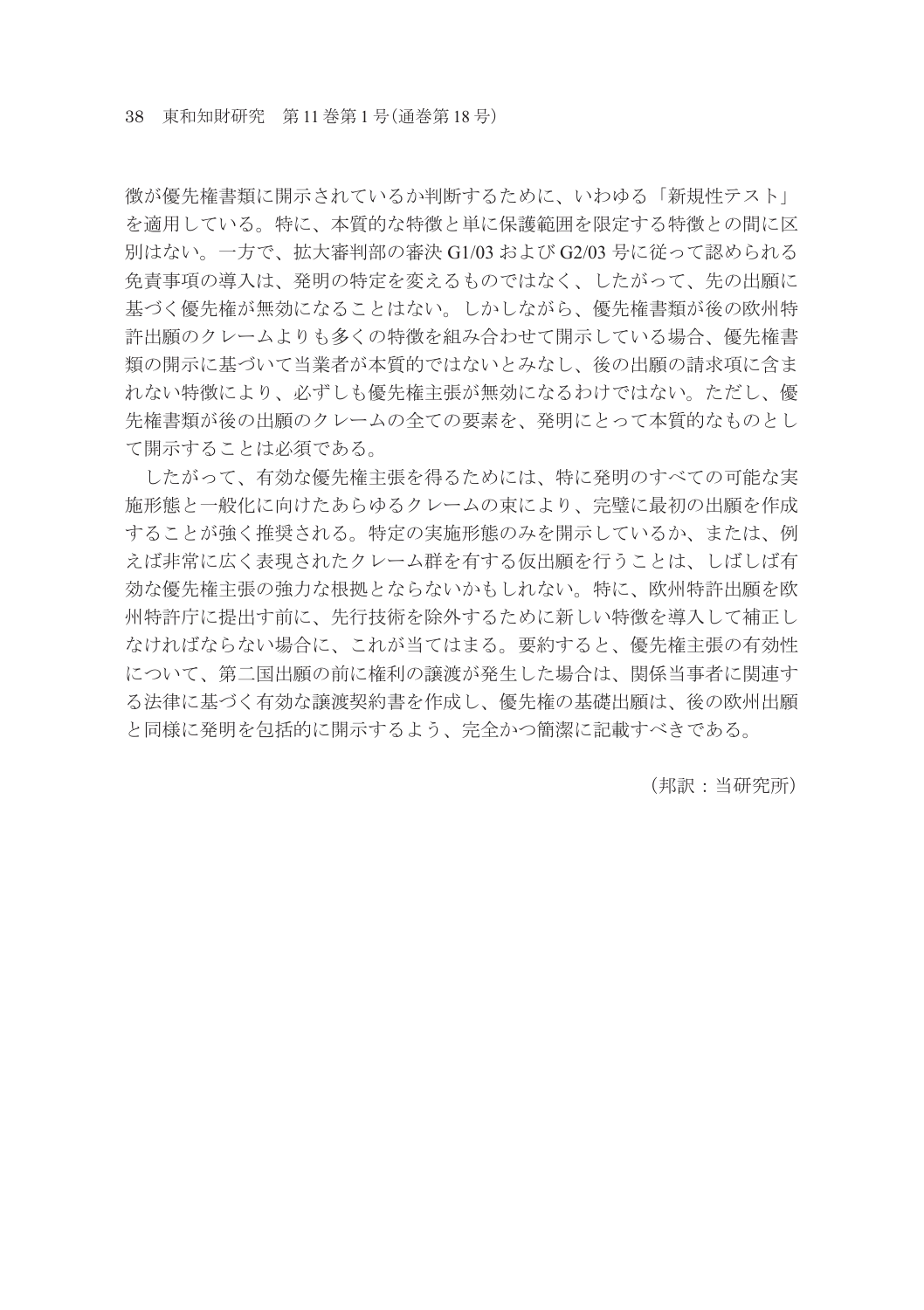徴が優先権書類に開示されているか判断するために、いわゆる「新規性テスト」を適用している。特に、本質的な特徴と単に保護範囲を限定する特徴との間に区別はない。一方で、拡大審判部の審決 G1/03 および G2/03 号に従って認められる免責事項の導入は、発明の特定を変えるものではなく、したがって、先の出願に基づく優先権が無効になることはない。しかしながら、優先権書類が後の欧州特許出願のクレームよりも多くの特徴を組み合わせて開示している場合、優先権書類の開示に基づいて当業者が本質的ではないとみなし、後の出願の請求項に含まれない特徴により、必ずしも優先権主張が無効になるわけではない。ただし、優先権書類が後の出願のクレームの全ての要素を、発明にとって本質的なものとして開示することは必須である。

したがって、有効な優先権主張を得るためには、特に発明のすべての可能な実施形態と一般化に向けたあらゆるクレームの束により、完璧に最初の出願を作成することが強く推奨される。特定の実施形態のみを開示しているか、または、例えば非常に広く表現されたクレーム群を有する仮出願を行うことは、しばしば有効な優先権主張の強力な根拠とならないかもしれない。特に、欧州特許出願を欧州特許庁に提出す前に、先行技術を除外するために新しい特徴を導入して補正しなければならない場合に、これが当てはまる。要約すると、優先権主張の有効性について、第二国出願の前に権利の譲渡が発生した場合は、関係当事者に関連する法律に基づく有効な譲渡契約書を作成し、優先権の基礎出願は、後の欧州出願と同様に発明を包括的に開示するよう、完全かつ簡潔に記載すべきである。

（邦訳：当研究所）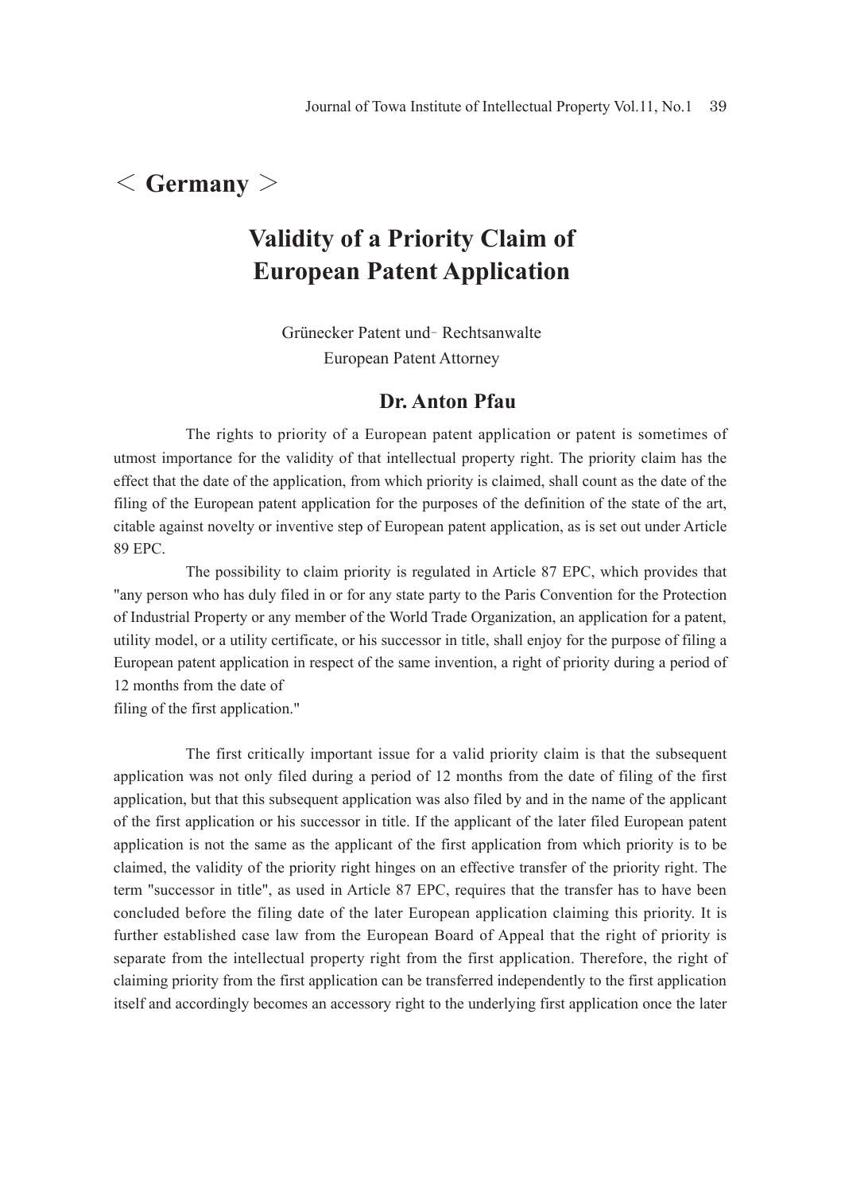# < Germany >

## Validity of a Priority Claim of European Patent Application

Grünecker Patent und‐ Rechtsanwalte
European Patent Attorney

### Dr. Anton Pfau

The rights to priority of a European patent application or patent is sometimes of utmost importance for the validity of that intellectual property right. The priority claim has the effect that the date of the application, from which priority is claimed, shall count as the date of the filing of the European patent application for the purposes of the definition of the state of the art, citable against novelty or inventive step of European patent application, as is set out under Article 89 EPC.

The possibility to claim priority is regulated in Article 87 EPC, which provides that "any person who has duly filed in or for any state party to the Paris Convention for the Protection of Industrial Property or any member of the World Trade Organization, an application for a patent, utility model, or a utility certificate, or his successor in title, shall enjoy for the purpose of filing a European patent application in respect of the same invention, a right of priority during a period of 12 months from the date of
filing of the first application."

The first critically important issue for a valid priority claim is that the subsequent application was not only filed during a period of 12 months from the date of filing of the first application, but that this subsequent application was also filed by and in the name of the applicant of the first application or his successor in title. If the applicant of the later filed European patent application is not the same as the applicant of the first application from which priority is to be claimed, the validity of the priority right hinges on an effective transfer of the priority right. The term "successor in title", as used in Article 87 EPC, requires that the transfer has to have been concluded before the filing date of the later European application claiming this priority. It is further established case law from the European Board of Appeal that the right of priority is separate from the intellectual property right from the first application. Therefore, the right of claiming priority from the first application can be transferred independently to the first application itself and accordingly becomes an accessory right to the underlying first application once the later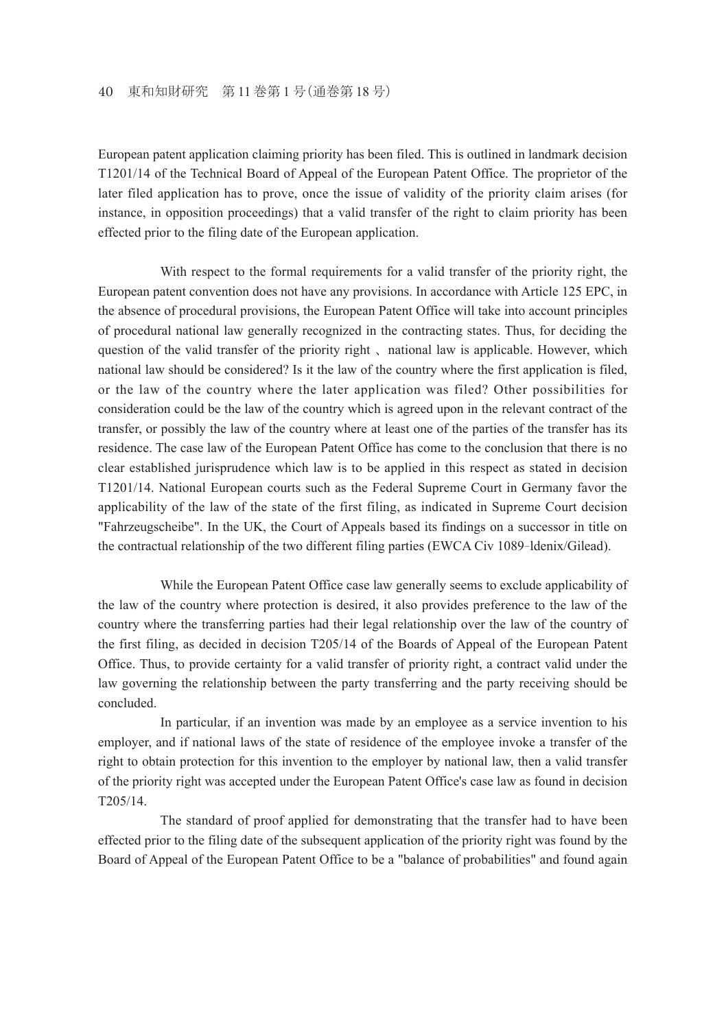European patent application claiming priority has been filed. This is outlined in landmark decision T1201/14 of the Technical Board of Appeal of the European Patent Office. The proprietor of the later filed application has to prove, once the issue of validity of the priority claim arises (for instance, in opposition proceedings) that a valid transfer of the right to claim priority has been effected prior to the filing date of the European application.

With respect to the formal requirements for a valid transfer of the priority right, the European patent convention does not have any provisions. In accordance with Article 125 EPC, in the absence of procedural provisions, the European Patent Office will take into account principles of procedural national law generally recognized in the contracting states. Thus, for deciding the question of the valid transfer of the priority right 、national law is applicable. However, which national law should be considered? Is it the law of the country where the first application is filed, or the law of the country where the later application was filed? Other possibilities for consideration could be the law of the country which is agreed upon in the relevant contract of the transfer, or possibly the law of the country where at least one of the parties of the transfer has its residence. The case law of the European Patent Office has come to the conclusion that there is no clear established jurisprudence which law is to be applied in this respect as stated in decision T1201/14. National European courts such as the Federal Supreme Court in Germany favor the applicability of the law of the state of the first filing, as indicated in Supreme Court decision "Fahrzeugscheibe". In the UK, the Court of Appeals based its findings on a successor in title on the contractual relationship of the two different filing parties (EWCA Civ 1089-ldenix/Gilead).

While the European Patent Office case law generally seems to exclude applicability of the law of the country where protection is desired, it also provides preference to the law of the country where the transferring parties had their legal relationship over the law of the country of the first filing, as decided in decision T205/14 of the Boards of Appeal of the European Patent Office. Thus, to provide certainty for a valid transfer of priority right, a contract valid under the law governing the relationship between the party transferring and the party receiving should be concluded.

In particular, if an invention was made by an employee as a service invention to his employer, and if national laws of the state of residence of the employee invoke a transfer of the right to obtain protection for this invention to the employer by national law, then a valid transfer of the priority right was accepted under the European Patent Office's case law as found in decision T205/14.

The standard of proof applied for demonstrating that the transfer had to have been effected prior to the filing date of the subsequent application of the priority right was found by the Board of Appeal of the European Patent Office to be a "balance of probabilities" and found again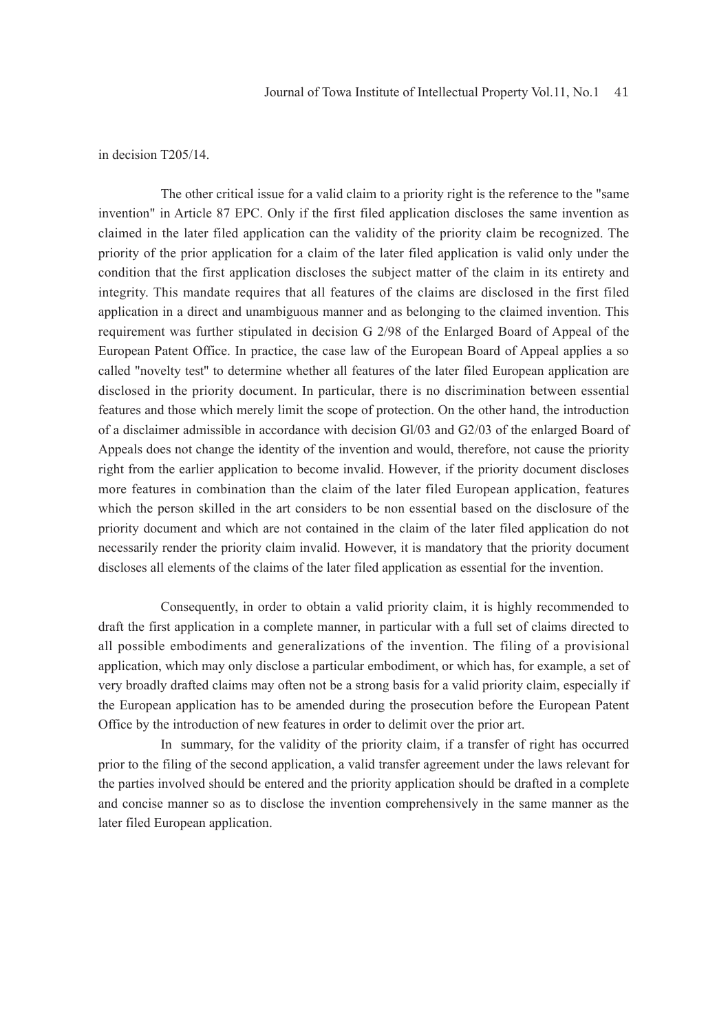in decision T205/14.

The other critical issue for a valid claim to a priority right is the reference to the "same invention" in Article 87 EPC. Only if the first filed application discloses the same invention as claimed in the later filed application can the validity of the priority claim be recognized. The priority of the prior application for a claim of the later filed application is valid only under the condition that the first application discloses the subject matter of the claim in its entirety and integrity. This mandate requires that all features of the claims are disclosed in the first filed application in a direct and unambiguous manner and as belonging to the claimed invention. This requirement was further stipulated in decision G 2/98 of the Enlarged Board of Appeal of the European Patent Office. In practice, the case law of the European Board of Appeal applies a so called "novelty test" to determine whether all features of the later filed European application are disclosed in the priority document. In particular, there is no discrimination between essential features and those which merely limit the scope of protection. On the other hand, the introduction of a disclaimer admissible in accordance with decision Gl/03 and G2/03 of the enlarged Board of Appeals does not change the identity of the invention and would, therefore, not cause the priority right from the earlier application to become invalid. However, if the priority document discloses more features in combination than the claim of the later filed European application, features which the person skilled in the art considers to be non essential based on the disclosure of the priority document and which are not contained in the claim of the later filed application do not necessarily render the priority claim invalid. However, it is mandatory that the priority document discloses all elements of the claims of the later filed application as essential for the invention.

Consequently, in order to obtain a valid priority claim, it is highly recommended to draft the first application in a complete manner, in particular with a full set of claims directed to all possible embodiments and generalizations of the invention. The filing of a provisional application, which may only disclose a particular embodiment, or which has, for example, a set of very broadly drafted claims may often not be a strong basis for a valid priority claim, especially if the European application has to be amended during the prosecution before the European Patent Office by the introduction of new features in order to delimit over the prior art.

In summary, for the validity of the priority claim, if a transfer of right has occurred prior to the filing of the second application, a valid transfer agreement under the laws relevant for the parties involved should be entered and the priority application should be drafted in a complete and concise manner so as to disclose the invention comprehensively in the same manner as the later filed European application.